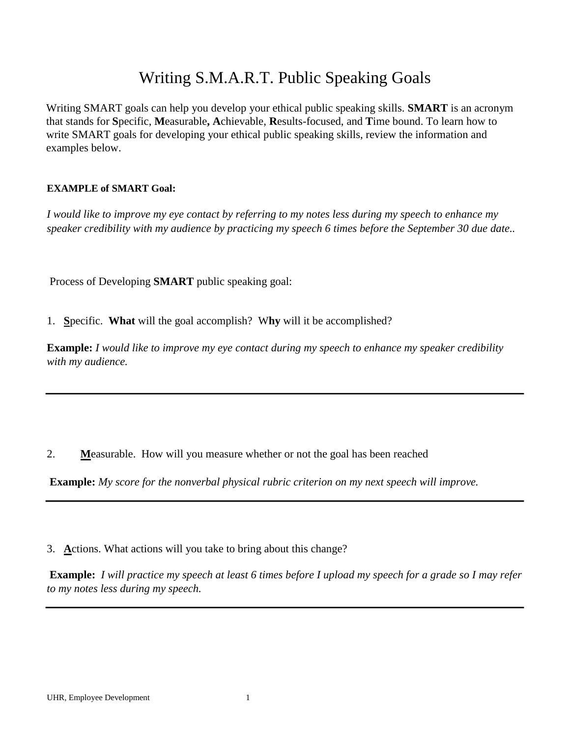# Writing S.M.A.R.T. Public Speaking Goals

Writing SMART goals can help you develop your ethical public speaking skills. **SMART** is an acronym that stands for **S**pecific, **M**easurable**, A**chievable, **R**esults-focused, and **T**ime bound. To learn how to write SMART goals for developing your ethical public speaking skills, review the information and examples below.

**EXAMPLE of SMART Goal:**

*I would like to improve my eye contact by referring to my notes less during my speech to enhance my speaker credibility with my audience by practicing my speech 6 times before the September 30 due date..*

Process of Developing **SMART** public speaking goal:

1. **S**pecific. **What** will the goal accomplish? W**hy** will it be accomplished?

**Example:** *I would like to improve my eye contact during my speech to enhance my speaker credibility with my audience.*

---

2. **M**easurable. How will you measure whether or not the goal has been reached

**Example:** *My score for the nonverbal physical rubric criterion on my next speech will improve.*

---

3. **A**ctions. What actions will you take to bring about this change?

**Example:** *I will practice my speech at least 6 times before I upload my speech for a grade so I may refer to my notes less during my speech.*

---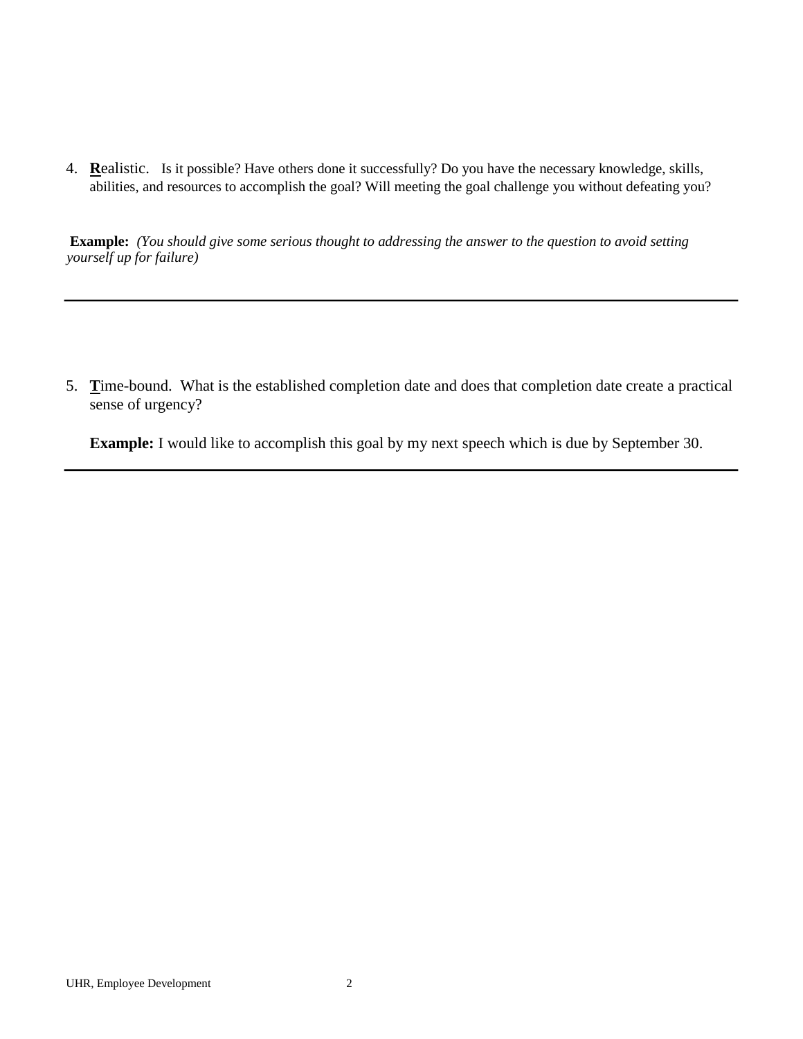4. **R**ealistic. Is it possible? Have others done it successfully? Do you have the necessary knowledge, skills, abilities, and resources to accomplish the goal? Will meeting the goal challenge you without defeating you?

**Example:** *(You should give some serious thought to addressing the answer to the question to avoid setting yourself up for failure)*

---

5. **T**ime-bound. What is the established completion date and does that completion date create a practical sense of urgency?

   **Example:** I would like to accomplish this goal by my next speech which is due by September 30.

---